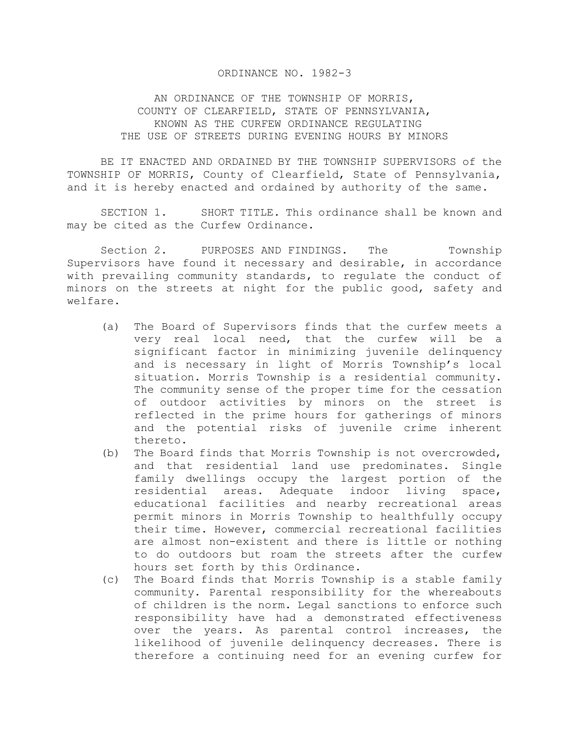# ORDINANCE NO. 1982-3

## AN ORDINANCE OF THE TOWNSHIP OF MORRIS, COUNTY OF CLEARFIELD, STATE OF PENNSYLVANIA, KNOWN AS THE CURFEW ORDINANCE REGULATING THE USE OF STREETS DURING EVENING HOURS BY MINORS

BE IT ENACTED AND ORDAINED BY THE TOWNSHIP SUPERVISORS of the TOWNSHIP OF MORRIS, County of Clearfield, State of Pennsylvania, and it is hereby enacted and ordained by authority of the same.

SECTION 1. SHORT TITLE. This ordinance shall be known and may be cited as the Curfew Ordinance.

Section 2. PURPOSES AND FINDINGS. The Township Supervisors have found it necessary and desirable, in accordance with prevailing community standards, to regulate the conduct of minors on the streets at night for the public good, safety and welfare.

(a) The Board of Supervisors finds that the curfew meets a very real local need, that the curfew will be a significant factor in minimizing juvenile delinquency and is necessary in light of Morris Township's local situation. Morris Township is a residential community. The community sense of the proper time for the cessation of outdoor activities by minors on the street is reflected in the prime hours for gatherings of minors and the potential risks of juvenile crime inherent thereto.

(b) The Board finds that Morris Township is not overcrowded, and that residential land use predominates. Single family dwellings occupy the largest portion of the residential areas. Adequate indoor living space, educational facilities and nearby recreational areas permit minors in Morris Township to healthfully occupy their time. However, commercial recreational facilities are almost non-existent and there is little or nothing to do outdoors but roam the streets after the curfew hours set forth by this Ordinance.

(c) The Board finds that Morris Township is a stable family community. Parental responsibility for the whereabouts of children is the norm. Legal sanctions to enforce such responsibility have had a demonstrated effectiveness over the years. As parental control increases, the likelihood of juvenile delinquency decreases. There is therefore a continuing need for an evening curfew for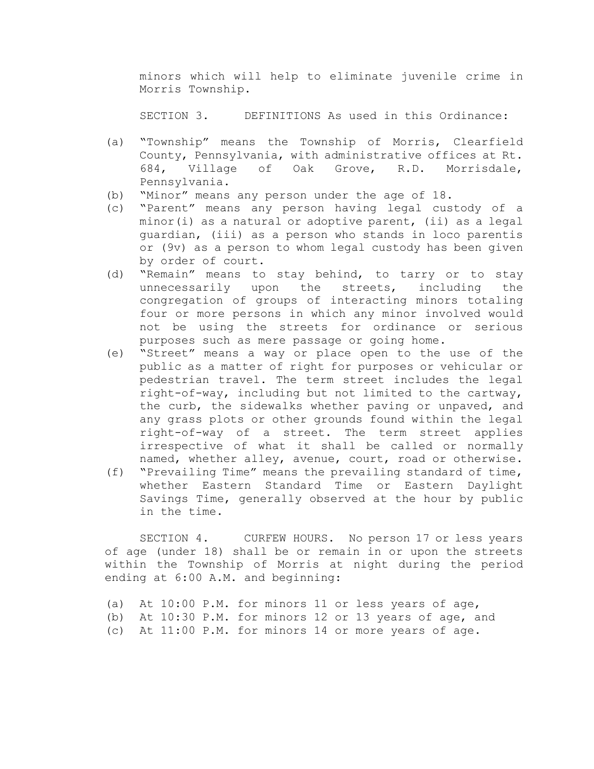minors which will help to eliminate juvenile crime in Morris Township.

SECTION 3. DEFINITIONS As used in this Ordinance:

(a) "Township" means the Township of Morris, Clearfield County, Pennsylvania, with administrative offices at Rt. 684, Village of Oak Grove, R.D. Morrisdale, Pennsylvania.
(b) "Minor" means any person under the age of 18.
(c) "Parent" means any person having legal custody of a minor(i) as a natural or adoptive parent, (ii) as a legal guardian, (iii) as a person who stands in loco parentis or (9v) as a person to whom legal custody has been given by order of court.
(d) "Remain" means to stay behind, to tarry or to stay unnecessarily upon the streets, including the congregation of groups of interacting minors totaling four or more persons in which any minor involved would not be using the streets for ordinance or serious purposes such as mere passage or going home.
(e) "Street" means a way or place open to the use of the public as a matter of right for purposes or vehicular or pedestrian travel. The term street includes the legal right-of-way, including but not limited to the cartway, the curb, the sidewalks whether paving or unpaved, and any grass plots or other grounds found within the legal right-of-way of a street. The term street applies irrespective of what it shall be called or normally named, whether alley, avenue, court, road or otherwise.
(f) "Prevailing Time" means the prevailing standard of time, whether Eastern Standard Time or Eastern Daylight Savings Time, generally observed at the hour by public in the time.

SECTION 4. CURFEW HOURS. No person 17 or less years of age (under 18) shall be or remain in or upon the streets within the Township of Morris at night during the period ending at 6:00 A.M. and beginning:

(a) At 10:00 P.M. for minors 11 or less years of age,
(b) At 10:30 P.M. for minors 12 or 13 years of age, and
(c) At 11:00 P.M. for minors 14 or more years of age.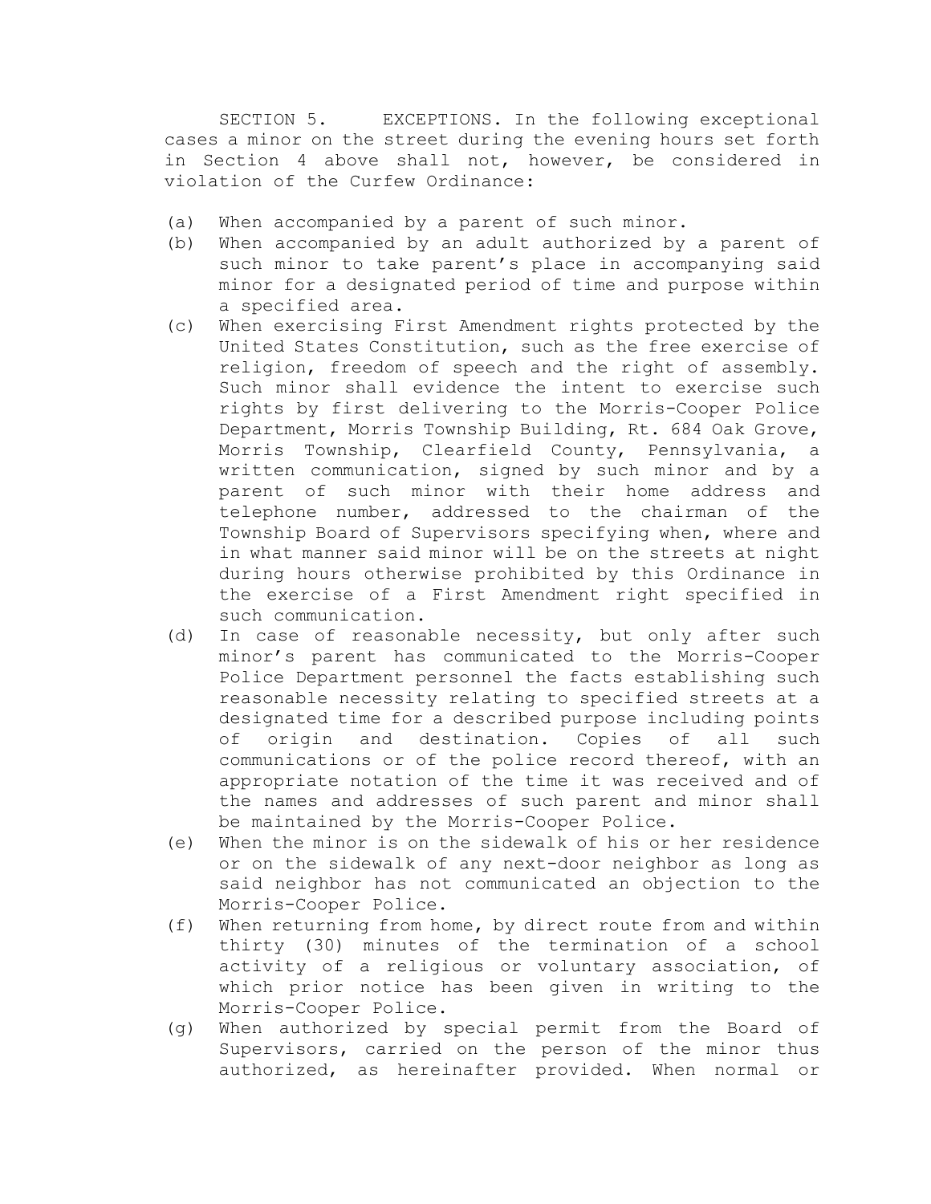SECTION 5. EXCEPTIONS. In the following exceptional cases a minor on the street during the evening hours set forth in Section 4 above shall not, however, be considered in violation of the Curfew Ordinance:

(a) When accompanied by a parent of such minor.

(b) When accompanied by an adult authorized by a parent of such minor to take parent's place in accompanying said minor for a designated period of time and purpose within a specified area.

(c) When exercising First Amendment rights protected by the United States Constitution, such as the free exercise of religion, freedom of speech and the right of assembly. Such minor shall evidence the intent to exercise such rights by first delivering to the Morris-Cooper Police Department, Morris Township Building, Rt. 684 Oak Grove, Morris Township, Clearfield County, Pennsylvania, a written communication, signed by such minor and by a parent of such minor with their home address and telephone number, addressed to the chairman of the Township Board of Supervisors specifying when, where and in what manner said minor will be on the streets at night during hours otherwise prohibited by this Ordinance in the exercise of a First Amendment right specified in such communication.

(d) In case of reasonable necessity, but only after such minor's parent has communicated to the Morris-Cooper Police Department personnel the facts establishing such reasonable necessity relating to specified streets at a designated time for a described purpose including points of origin and destination. Copies of all such communications or of the police record thereof, with an appropriate notation of the time it was received and of the names and addresses of such parent and minor shall be maintained by the Morris-Cooper Police.

(e) When the minor is on the sidewalk of his or her residence or on the sidewalk of any next-door neighbor as long as said neighbor has not communicated an objection to the Morris-Cooper Police.

(f) When returning from home, by direct route from and within thirty (30) minutes of the termination of a school activity of a religious or voluntary association, of which prior notice has been given in writing to the Morris-Cooper Police.

(g) When authorized by special permit from the Board of Supervisors, carried on the person of the minor thus authorized, as hereinafter provided. When normal or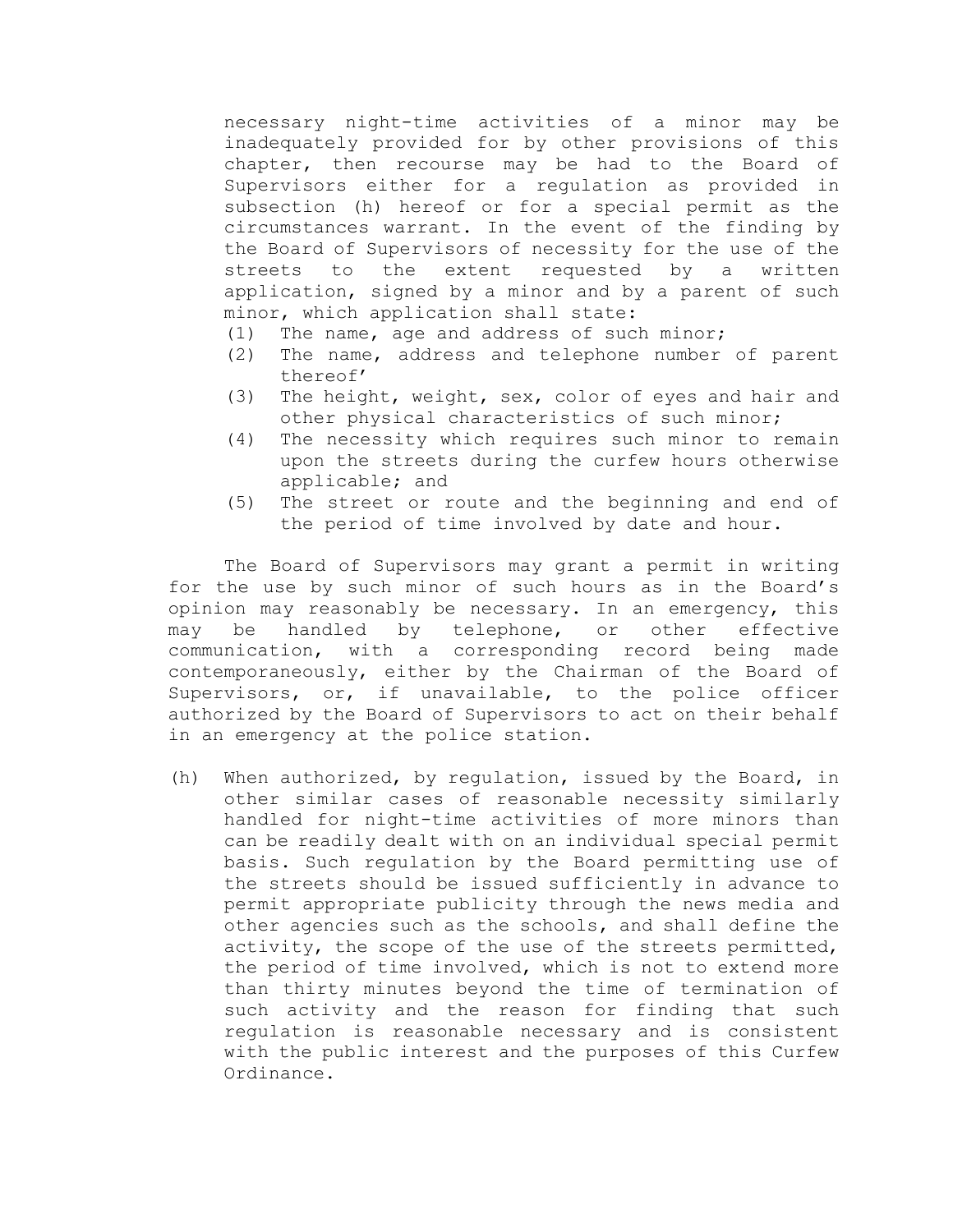necessary night-time activities of a minor may be inadequately provided for by other provisions of this chapter, then recourse may be had to the Board of Supervisors either for a regulation as provided in subsection (h) hereof or for a special permit as the circumstances warrant. In the event of the finding by the Board of Supervisors of necessity for the use of the streets to the extent requested by a written application, signed by a minor and by a parent of such minor, which application shall state:

(1) The name, age and address of such minor;
(2) The name, address and telephone number of parent thereof'
(3) The height, weight, sex, color of eyes and hair and other physical characteristics of such minor;
(4) The necessity which requires such minor to remain upon the streets during the curfew hours otherwise applicable; and
(5) The street or route and the beginning and end of the period of time involved by date and hour.

The Board of Supervisors may grant a permit in writing for the use by such minor of such hours as in the Board's opinion may reasonably be necessary. In an emergency, this may be handled by telephone, or other effective communication, with a corresponding record being made contemporaneously, either by the Chairman of the Board of Supervisors, or, if unavailable, to the police officer authorized by the Board of Supervisors to act on their behalf in an emergency at the police station.

(h) When authorized, by regulation, issued by the Board, in other similar cases of reasonable necessity similarly handled for night-time activities of more minors than can be readily dealt with on an individual special permit basis. Such regulation by the Board permitting use of the streets should be issued sufficiently in advance to permit appropriate publicity through the news media and other agencies such as the schools, and shall define the activity, the scope of the use of the streets permitted, the period of time involved, which is not to extend more than thirty minutes beyond the time of termination of such activity and the reason for finding that such regulation is reasonable necessary and is consistent with the public interest and the purposes of this Curfew Ordinance.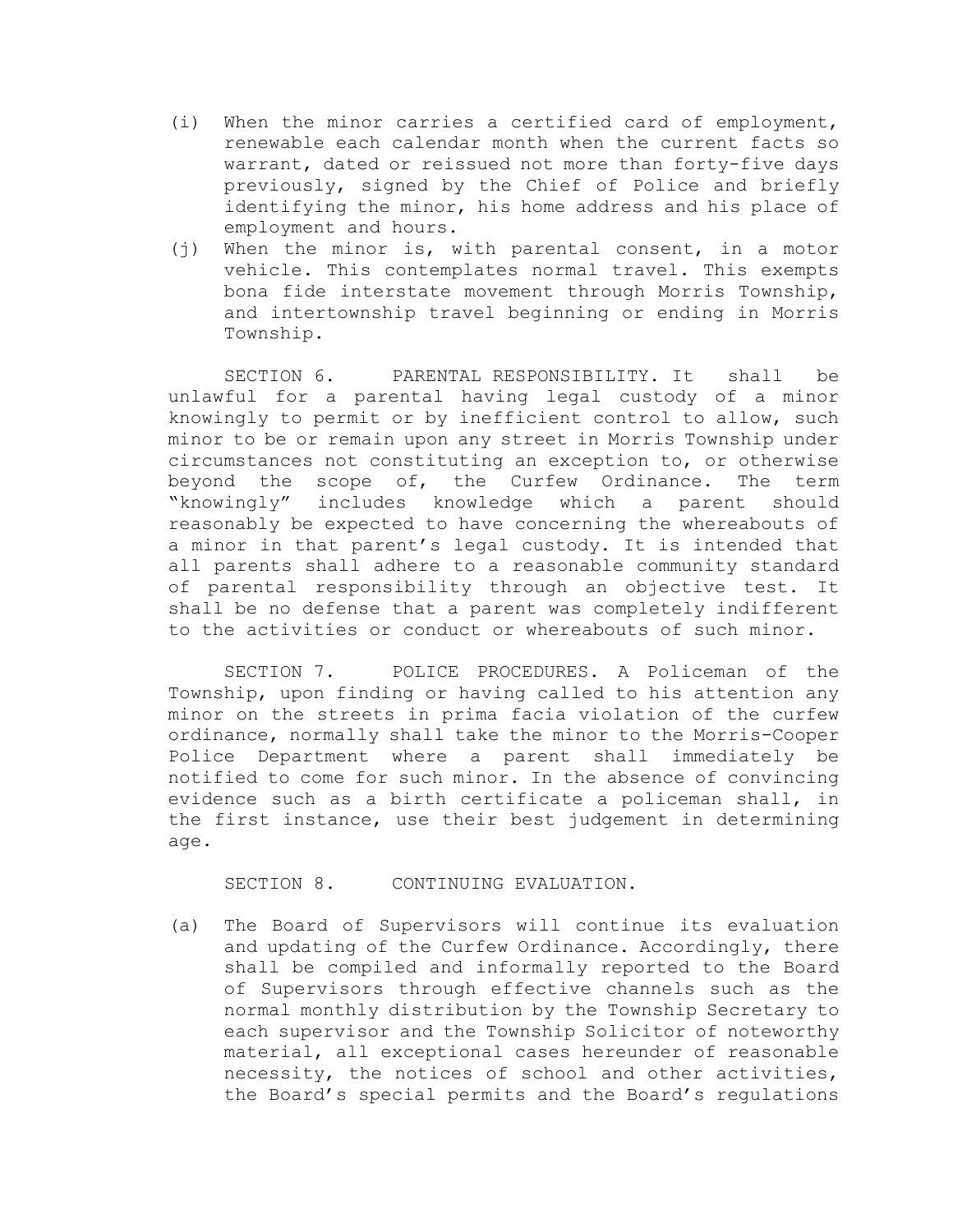(i) When the minor carries a certified card of employment, renewable each calendar month when the current facts so warrant, dated or reissued not more than forty-five days previously, signed by the Chief of Police and briefly identifying the minor, his home address and his place of employment and hours.

(j) When the minor is, with parental consent, in a motor vehicle. This contemplates normal travel. This exempts bona fide interstate movement through Morris Township, and intertownship travel beginning or ending in Morris Township.

SECTION 6. PARENTAL RESPONSIBILITY. It shall be unlawful for a parental having legal custody of a minor knowingly to permit or by inefficient control to allow, such minor to be or remain upon any street in Morris Township under circumstances not constituting an exception to, or otherwise beyond the scope of, the Curfew Ordinance. The term "knowingly" includes knowledge which a parent should reasonably be expected to have concerning the whereabouts of a minor in that parent's legal custody. It is intended that all parents shall adhere to a reasonable community standard of parental responsibility through an objective test. It shall be no defense that a parent was completely indifferent to the activities or conduct or whereabouts of such minor.

SECTION 7. POLICE PROCEDURES. A Policeman of the Township, upon finding or having called to his attention any minor on the streets in prima facia violation of the curfew ordinance, normally shall take the minor to the Morris-Cooper Police Department where a parent shall immediately be notified to come for such minor. In the absence of convincing evidence such as a birth certificate a policeman shall, in the first instance, use their best judgement in determining age.

SECTION 8. CONTINUING EVALUATION.

(a) The Board of Supervisors will continue its evaluation and updating of the Curfew Ordinance. Accordingly, there shall be compiled and informally reported to the Board of Supervisors through effective channels such as the normal monthly distribution by the Township Secretary to each supervisor and the Township Solicitor of noteworthy material, all exceptional cases hereunder of reasonable necessity, the notices of school and other activities, the Board's special permits and the Board's regulations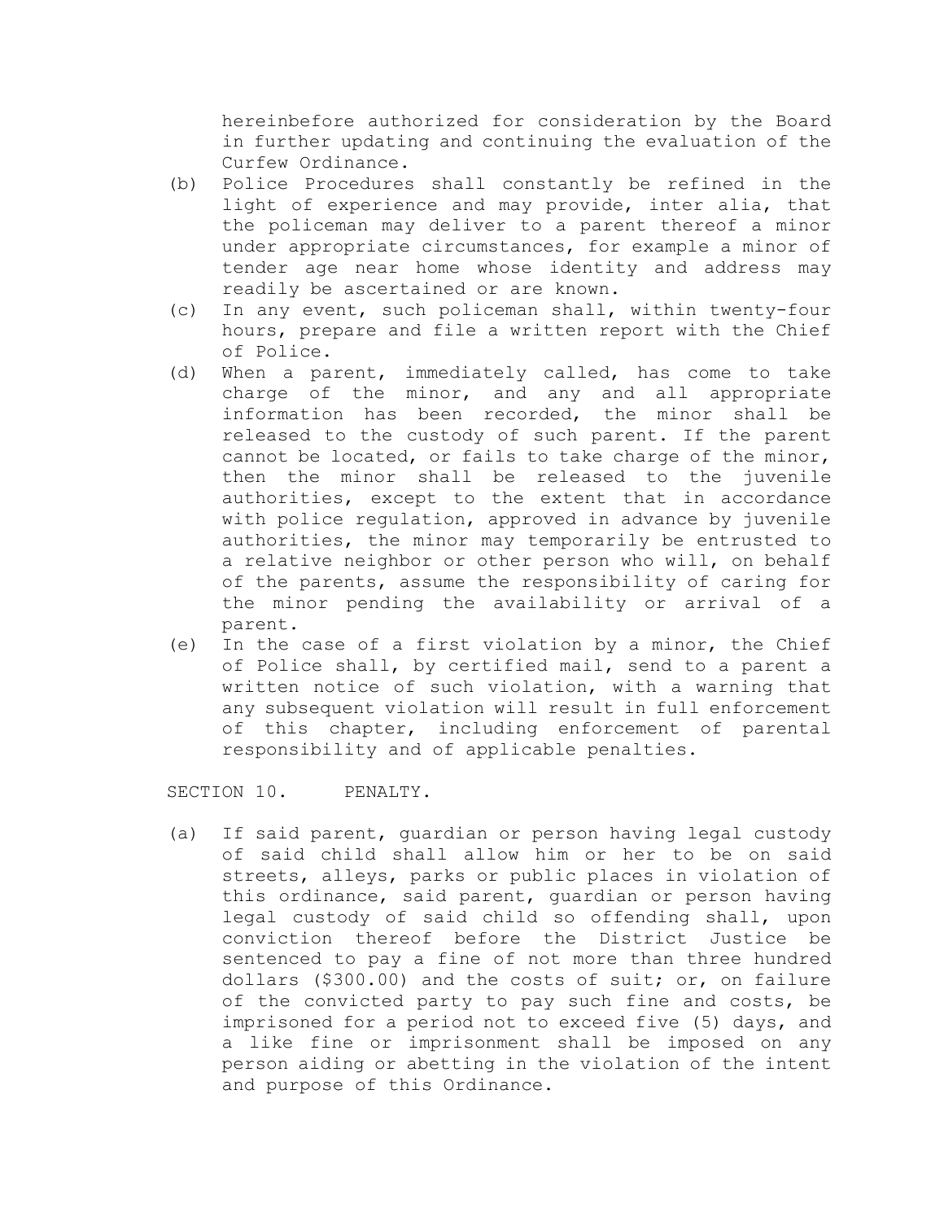hereinbefore authorized for consideration by the Board in further updating and continuing the evaluation of the Curfew Ordinance.

(b) Police Procedures shall constantly be refined in the light of experience and may provide, inter alia, that the policeman may deliver to a parent thereof a minor under appropriate circumstances, for example a minor of tender age near home whose identity and address may readily be ascertained or are known.

(c) In any event, such policeman shall, within twenty-four hours, prepare and file a written report with the Chief of Police.

(d) When a parent, immediately called, has come to take charge of the minor, and any and all appropriate information has been recorded, the minor shall be released to the custody of such parent. If the parent cannot be located, or fails to take charge of the minor, then the minor shall be released to the juvenile authorities, except to the extent that in accordance with police regulation, approved in advance by juvenile authorities, the minor may temporarily be entrusted to a relative neighbor or other person who will, on behalf of the parents, assume the responsibility of caring for the minor pending the availability or arrival of a parent.

(e) In the case of a first violation by a minor, the Chief of Police shall, by certified mail, send to a parent a written notice of such violation, with a warning that any subsequent violation will result in full enforcement of this chapter, including enforcement of parental responsibility and of applicable penalties.

SECTION 10. PENALTY.

(a) If said parent, guardian or person having legal custody of said child shall allow him or her to be on said streets, alleys, parks or public places in violation of this ordinance, said parent, guardian or person having legal custody of said child so offending shall, upon conviction thereof before the District Justice be sentenced to pay a fine of not more than three hundred dollars ($300.00) and the costs of suit; or, on failure of the convicted party to pay such fine and costs, be imprisoned for a period not to exceed five (5) days, and a like fine or imprisonment shall be imposed on any person aiding or abetting in the violation of the intent and purpose of this Ordinance.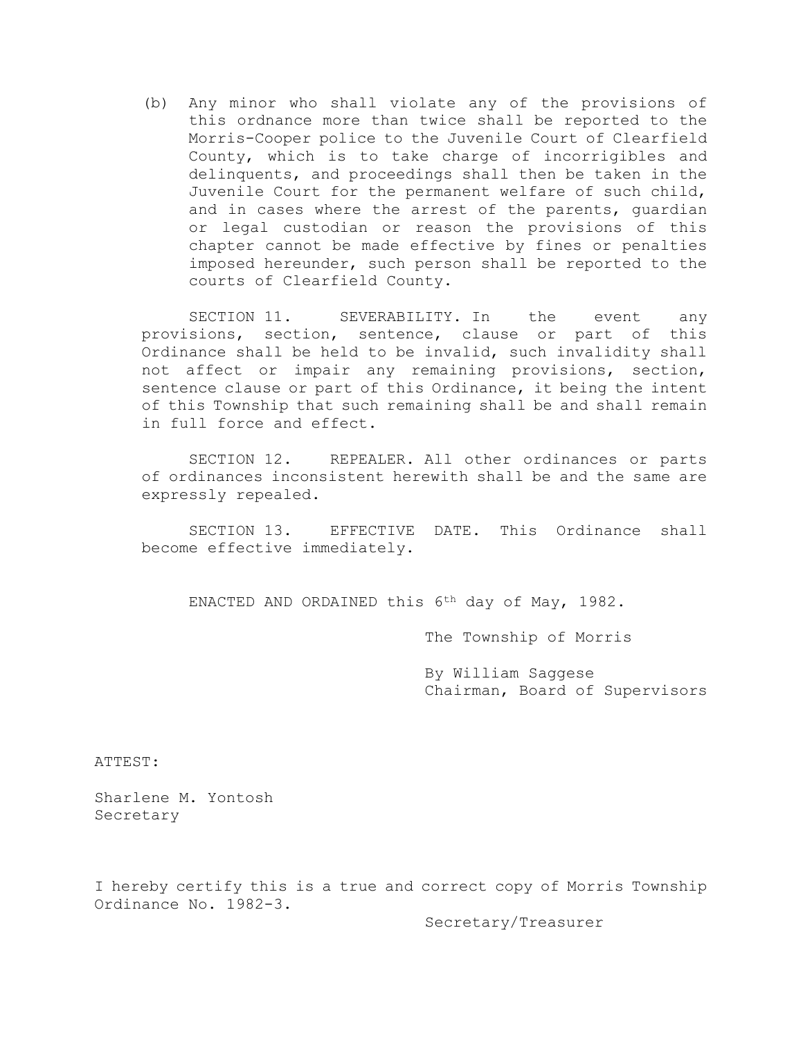(b) Any minor who shall violate any of the provisions of this ordnance more than twice shall be reported to the Morris-Cooper police to the Juvenile Court of Clearfield County, which is to take charge of incorrigibles and delinquents, and proceedings shall then be taken in the Juvenile Court for the permanent welfare of such child, and in cases where the arrest of the parents, guardian or legal custodian or reason the provisions of this chapter cannot be made effective by fines or penalties imposed hereunder, such person shall be reported to the courts of Clearfield County.

SECTION 11. SEVERABILITY. In the event any provisions, section, sentence, clause or part of this Ordinance shall be held to be invalid, such invalidity shall not affect or impair any remaining provisions, section, sentence clause or part of this Ordinance, it being the intent of this Township that such remaining shall be and shall remain in full force and effect.

SECTION 12. REPEALER. All other ordinances or parts of ordinances inconsistent herewith shall be and the same are expressly repealed.

SECTION 13. EFFECTIVE DATE. This Ordinance shall become effective immediately.

ENACTED AND ORDAINED this 6th day of May, 1982.

The Township of Morris

By William Saggese
Chairman, Board of Supervisors

ATTEST:

Sharlene M. Yontosh
Secretary

I hereby certify this is a true and correct copy of Morris Township Ordinance No. 1982-3.

Secretary/Treasurer